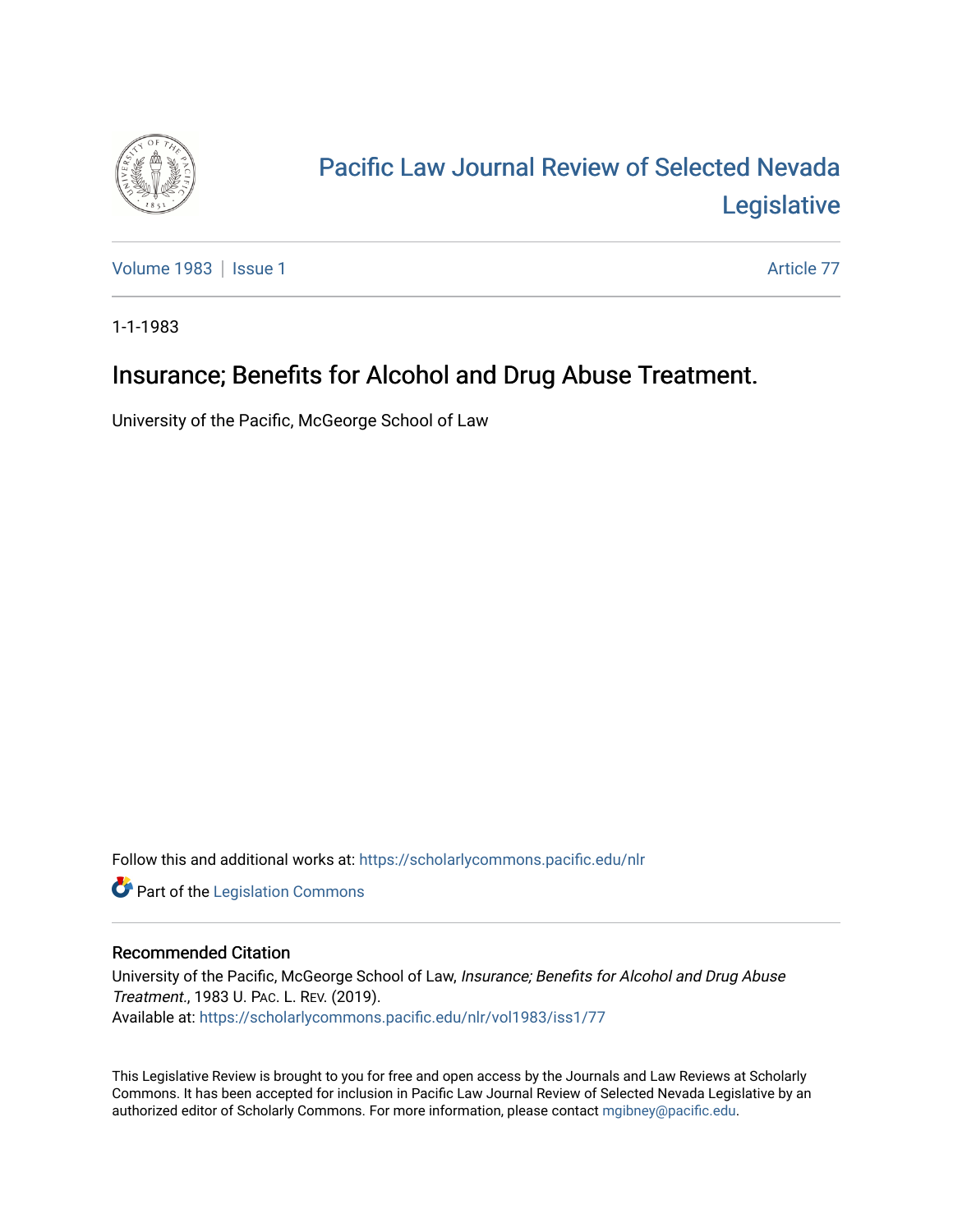# Pacific Law Journal Review of Selected Nevada Legislative

Volume 1983 | Issue 1 Article 77

1-1-1983

## Insurance; Benefits for Alcohol and Drug Abuse Treatment.

University of the Pacific, McGeorge School of Law

Follow this and additional works at: https://scholarlycommons.pacific.edu/nlr

Part of the Legislation Commons

### Recommended Citation

University of the Pacific, McGeorge School of Law, *Insurance; Benefits for Alcohol and Drug Abuse Treatment.*, 1983 U. Pac. L. Rev. (2019).
Available at: https://scholarlycommons.pacific.edu/nlr/vol1983/iss1/77

This Legislative Review is brought to you for free and open access by the Journals and Law Reviews at Scholarly Commons. It has been accepted for inclusion in Pacific Law Journal Review of Selected Nevada Legislative by an authorized editor of Scholarly Commons. For more information, please contact mgibney@pacific.edu.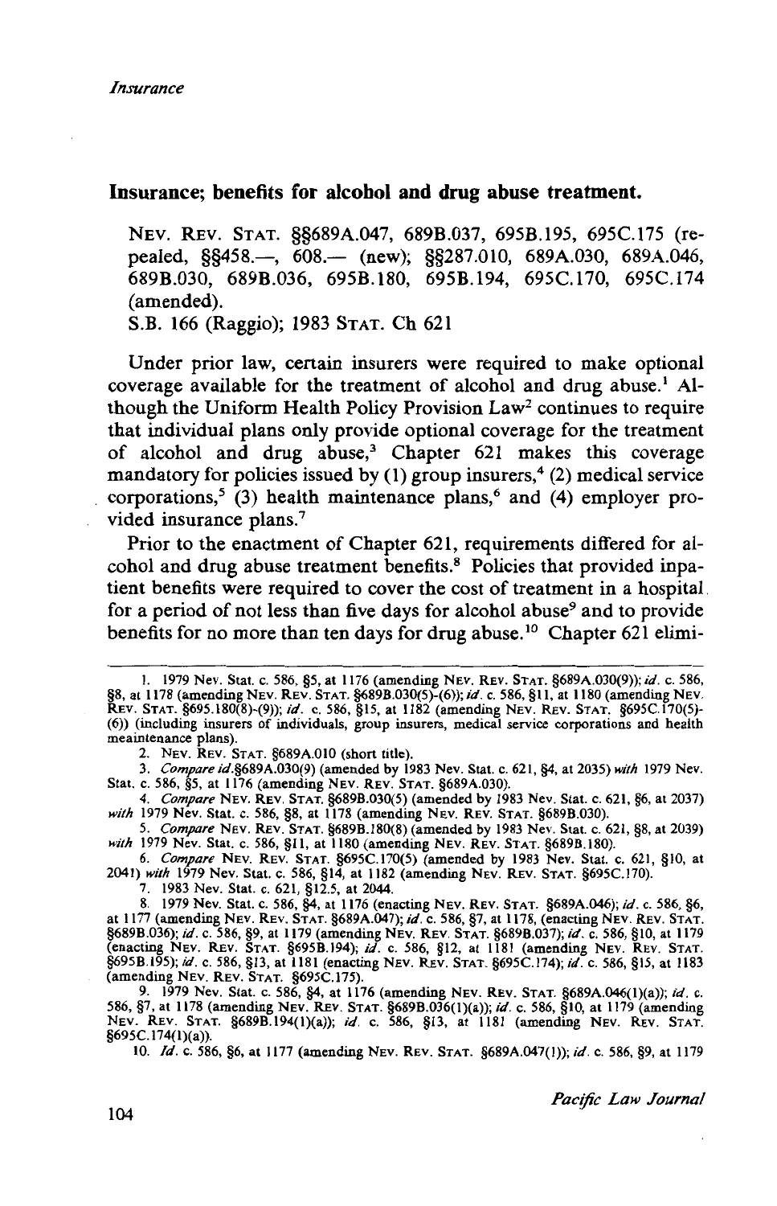## Insurance; benefits for alcohol and drug abuse treatment.

NEV. REV. STAT. §§689A.047, 689B.037, 695B.195, 695C.175 (repealed, §§458.—, 608.— (new); §§287.010, 689A.030, 689A.046, 689B.030, 689B.036, 695B.180, 695B.194, 695C.170, 695C.174 (amended).
S.B. 166 (Raggio); 1983 STAT. Ch 621

Under prior law, certain insurers were required to make optional coverage available for the treatment of alcohol and drug abuse.[1] Although the Uniform Health Policy Provision Law[2] continues to require that individual plans only provide optional coverage for the treatment of alcohol and drug abuse,[3] Chapter 621 makes this coverage mandatory for policies issued by (1) group insurers,[4] (2) medical service corporations,[5] (3) health maintenance plans,[6] and (4) employer provided insurance plans.[7]

Prior to the enactment of Chapter 621, requirements differed for alcohol and drug abuse treatment benefits.[8] Policies that provided inpatient benefits were required to cover the cost of treatment in a hospital for a period of not less than five days for alcohol abuse[9] and to provide benefits for no more than ten days for drug abuse.[10] Chapter 621 elimi-

---

1. 1979 Nev. Stat. c. 586, §5, at 1176 (amending NEV. REV. STAT. §689A.030(9)); *id.* c. 586, §8, at 1178 (amending NEV. REV. STAT. §689B.030(5)-(6)); *id.* c. 586, §11, at 1180 (amending NEV. REV. STAT. §695.180(8)-(9)); *id.* c. 586, §15, at 1182 (amending NEV. REV. STAT. §695C.170(5)-(6)) (including insurers of individuals, group insurers, medical service corporations and health meaintenance plans).

2. NEV. REV. STAT. §689A.010 (short title).

3. *Compare id.*§689A.030(9) (amended by 1983 Nev. Stat. c. 621, §4, at 2035) *with* 1979 Nev. Stat. c. 586, §5, at 1176 (amending NEV. REV. STAT. §689A.030).

4. *Compare* NEV. REV. STAT. §689B.030(5) (amended by 1983 Nev. Stat. c. 621, §6, at 2037) *with* 1979 Nev. Stat. c. 586, §8, at 1178 (amending NEV. REV. STAT. §689B.030).

5. *Compare* NEV. REV. STAT. §689B.180(8) (amended by 1983 Nev. Stat. c. 621, §8, at 2039) *with* 1979 Nev. Stat. c. 586, §11, at 1180 (amending NEV. REV. STAT. §689B.180).

6. *Compare* NEV. REV. STAT. §695C.170(5) (amended by 1983 Nev. Stat. c. 621, §10, at 2041) *with* 1979 Nev. Stat. c. 586, §14, at 1182 (amending NEV. REV. STAT. §695C.170).

7. 1983 Nev. Stat. c. 621, §12.5, at 2044.

8. 1979 Nev. Stat. c. 586, §4, at 1176 (enacting NEV. REV. STAT. §689A.046); *id.* c. 586, §6, at 1177 (amending NEV. REV. STAT. §689A.047); *id.* c. 586, §7, at 1178, (enacting NEV. REV. STAT. §689B.036); *id.* c. 586, §9, at 1179 (amending NEV. REV. STAT. §689B.037); *id.* c. 586, §10, at 1179 (enacting NEV. REV. STAT. §695B.194); *id.* c. 586, §12, at 1181 (amending NEV. REV. STAT. §695B.195); *id.* c. 586, §13, at 1181 (enacting NEV. REV. STAT. §695C.174); *id.* c. 586, §15, at 1183 (amending NEV. REV. STAT. §695C.175).

9. 1979 Nev. Stat. c. 586, §4, at 1176 (amending NEV. REV. STAT. §689A.046(1)(a)); *id.* c. 586, §7, at 1178 (amending NEV. REV. STAT. §689B.036(1)(a)); *id.* c. 586, §10, at 1179 (amending NEV. REV. STAT. §689B.194(1)(a)); *id.* c. 586, §13, at 1181 (amending NEV. REV. STAT. §695C.174(1)(a)).

10. *Id.* c. 586, §6, at 1177 (amending NEV. REV. STAT. §689A.047(1)); *id.* c. 586, §9, at 1179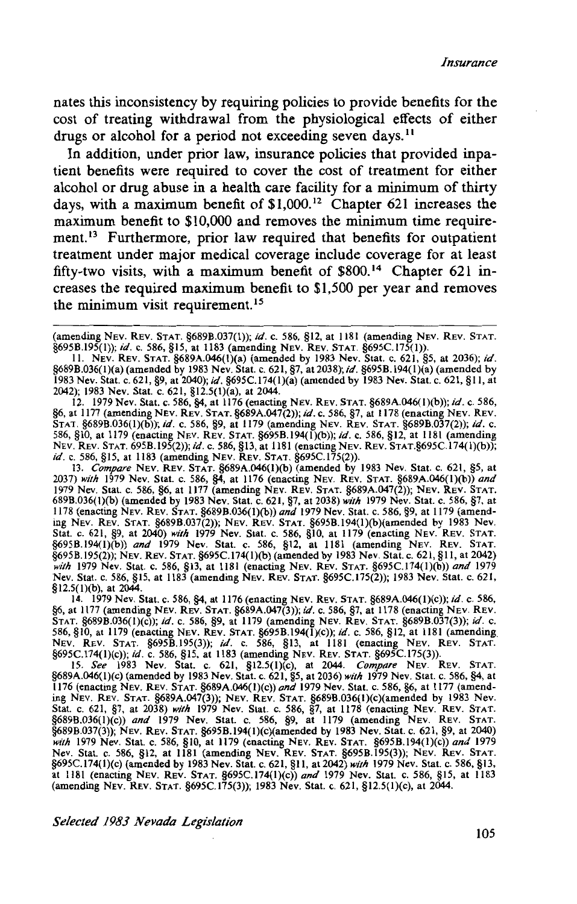nates this inconsistency by requiring policies to provide benefits for the cost of treating withdrawal from the physiological effects of either drugs or alcohol for a period not exceeding seven days.[11]

In addition, under prior law, insurance policies that provided inpatient benefits were required to cover the cost of treatment for either alcohol or drug abuse in a health care facility for a minimum of thirty days, with a maximum benefit of $1,000.[12] Chapter 621 increases the maximum benefit to $10,000 and removes the minimum time requirement.[13] Furthermore, prior law required that benefits for outpatient treatment under major medical coverage include coverage for at least fifty-two visits, with a maximum benefit of $800.[14] Chapter 621 increases the required maximum benefit to $1,500 per year and removes the minimum visit requirement.[15]

---

(amending NEV. REV. STAT. §689B.037(1)); *id.* c. 586, §12, at 1181 (amending NEV. REV. STAT. §695B.195(1)); *id.* c. 586, §15, at 1183 (amending NEV. REV. STAT. §695C.175(1)).

11. NEV. REV. STAT. §689A.046(1)(a) (amended by 1983 Nev. Stat. c. 621, §5, at 2036); *id.* §689B.036(1)(a) (amended by 1983 Nev. Stat. c. 621, §7, at 2038); *id.* §695B.194(1)(a) (amended by 1983 Nev. Stat. c. 621, §9, at 2040); *id.* §695C.174(1)(a) (amended by 1983 Nev. Stat. c. 621, §11, at 2042); 1983 Nev. Stat. c. 621, §12.5(1)(a), at 2044.

12. 1979 Nev. Stat. c. 586, §4, at 1176 (enacting NEV. REV. STAT. §689A.046(1)(b)); *id.* c. 586, §6, at 1177 (amending NEV. REV. STAT. §689A.047(2)); *id.* c. 586, §7, at 1178 (enacting NEV. REV. STAT. §689B.036(1)(b)); *id.* c. 586, §9, at 1179 (amending NEV. REV. STAT. §689B.037(2)); *id.* c. 586, §10, at 1179 (enacting NEV. REV. STAT. §695B.194(1)(b)); *id.* c. 586, §12, at 1181 (amending NEV. REV. STAT. 695B.195(2)); *id.* c. 586, §13, at 1181 (enacting NEV. REV. STAT.§695C.174(1)(b)); *id.* c. 586, §15, at 1183 (amending NEV. REV. STAT. §695C.175(2)).

13. *Compare* NEV. REV. STAT. §689A.046(1)(b) (amended by 1983 Nev. Stat. c. 621, §5, at 2037) *with* 1979 Nev. Stat. c. 586, §4, at 1176 (enacting NEV. REV. STAT. §689A.046(1)(b)) *and* 1979 Nev. Stat. c. 586, §6, at 1177 (amending NEV. REV. STAT. §689A.047(2)); NEV. REV. STAT. 689B.036(1)(b) (amended by 1983 Nev. Stat. c. 621, §7, at 2038) *with* 1979 Nev. Stat. c. 586, §7, at 1178 (enacting NEV. REV. STAT. §689B.036(1)(b)) *and* 1979 Nev. Stat. c. 586, §9, at 1179 (amending NEV. REV. STAT. §689B.037(2)); NEV. REV. STAT. §695B.194(1)(b)(amended by 1983 Nev. Stat. c. 621, §9, at 2040) *with* 1979 Nev. Stat. c. 586, §10, at 1179 (enacting NEV. REV. STAT. §695B.194(1)(b)) *and* 1979 Nev. Stat. c. 586, §12, at 1181 (amending NEV. REV. STAT. §695B.195(2)); NEV. REV. STAT. §695C.174(1)(b) (amended by 1983 Nev. Stat. c. 621, §11, at 2042) *with* 1979 Nev. Stat. c. 586, §13, at 1181 (enacting NEV. REV. STAT. §695C.174(1)(b)) *and* 1979 Nev. Stat. c. 586, §15, at 1183 (amending NEV. REV. STAT. §695C.175(2)); 1983 Nev. Stat. c. 621, §12.5(1)(b), at 2044.

14. 1979 Nev. Stat. c. 586, §4, at 1176 (enacting NEV. REV. STAT. §689A.046(1)(c)); *id.* c. 586, §6, at 1177 (amending NEV. REV. STAT. §689A.047(3)); *id.* c. 586, §7, at 1178 (enacting NEV. REV. STAT. §689B.036(1)(c)); *id.* c. 586, §9, at 1179 (amending NEV. REV. STAT. §689B.037(3)); *id.* c. 586, §10, at 1179 (enacting NEV. REV. STAT. §695B.194(1)(c)); *id.* c. 586, §12, at 1181 (amending NEV. REV. STAT. §695B.195(3)); *id.* c. 586, §13, at 1181 (enacting NEV. REV. STAT. §695C.174(1)(c)); *id.* c. 586, §15, at 1183 (amending NEV. REV. STAT. §695C.175(3)).

15. *See* 1983 Nev. Stat. c. 621, §12.5(1)(c), at 2044. *Compare* NEV. REV. STAT. §689A.046(1)(c) (amended by 1983 Nev. Stat. c. 621, §5, at 2036) *with* 1979 Nev. Stat. c. 586, §4, at 1176 (enacting NEV. REV. STAT. §689A.046(1)(c)) *and* 1979 Nev. Stat. c. 586, §6, at 1177 (amending NEV. REV. STAT. §689A.047(3)); NEV. REV. STAT. §689B.036(1)(c)(amended by 1983 Nev. Stat. c. 621, §7, at 2038) *with* 1979 Nev. Stat. c. 586, §7, at 1178 (enacting NEV. REV. STAT. §689B.036(1)(c)) *and* 1979 Nev. Stat. c. 586, §9, at 1179 (amending NEV. REV. STAT. §689B.037(3)); NEV. REV. STAT. §695B.194(1)(c)(amended by 1983 Nev. Stat. c. 621, §9, at 2040) *with* 1979 Nev. Stat. c. 586, §10, at 1179 (enacting NEV. REV. STAT. §695B.194(1)(c)) *and* 1979 Nev. Stat. c. 586, §12, at 1181 (amending NEV. REV. STAT. §695B.195(3)); NEV. REV. STAT. §695C.174(1)(c) (amended by 1983 Nev. Stat. c. 621, §11, at 2042) *with* 1979 Nev. Stat. c. 586, §13, at 1181 (enacting NEV. REV. STAT. §695C.174(1)(c)) *and* 1979 Nev. Stat. c. 586, §15, at 1183 (amending NEV. REV. STAT. §695C.175(3)); 1983 Nev. Stat. c. 621, §12.5(1)(c), at 2044.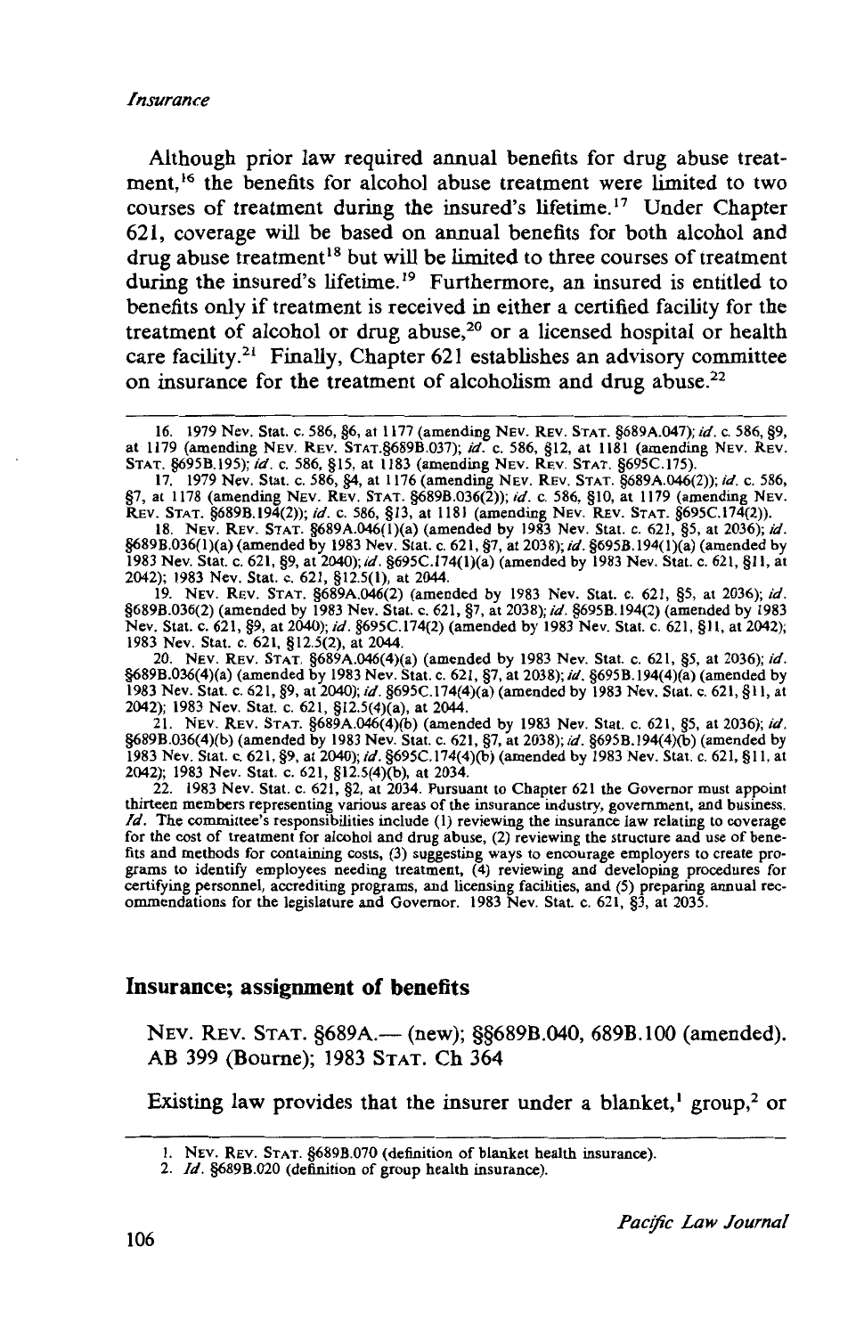Although prior law required annual benefits for drug abuse treatment,[16] the benefits for alcohol abuse treatment were limited to two courses of treatment during the insured's lifetime.[17] Under Chapter 621, coverage will be based on annual benefits for both alcohol and drug abuse treatment[18] but will be limited to three courses of treatment during the insured's lifetime.[19] Furthermore, an insured is entitled to benefits only if treatment is received in either a certified facility for the treatment of alcohol or drug abuse,[20] or a licensed hospital or health care facility.[21] Finally, Chapter 621 establishes an advisory committee on insurance for the treatment of alcoholism and drug abuse.[22]

16. 1979 Nev. Stat. c. 586, §6, at 1177 (amending NEV. REV. STAT. §689A.047); *id.* c. 586, §9, at 1179 (amending NEV. REV. STAT.§689B.037); *id.* c. 586, §12, at 1181 (amending NEV. REV. STAT. §695B.195); *id.* c. 586, §15, at 1183 (amending NEV. REV. STAT. §695C.175).

17. 1979 Nev. Stat. c. 586, §4, at 1176 (amending NEV. REV. STAT. §689A.046(2)); *id.* c. 586, §7, at 1178 (amending NEV. REV. STAT. §689B.036(2)); *id.* c. 586, §10, at 1179 (amending NEV. REV. STAT. §689B.194(2)); *id.* c. 586, §13, at 1181 (amending NEV. REV. STAT. §695C.174(2)).

18. NEV. REV. STAT. §689A.046(1)(a) (amended by 1983 Nev. Stat. c. 621, §5, at 2036); *id.* §689B.036(1)(a) (amended by 1983 Nev. Stat. c. 621, §7, at 2038); *id.* §695B.194(1)(a) (amended by 1983 Nev. Stat. c. 621, §9, at 2040); *id.* §695C.174(1)(a) (amended by 1983 Nev. Stat. c. 621, §11, at 2042); 1983 Nev. Stat. c. 621, §12.5(1), at 2044.

19. NEV. REV. STAT. §689A.046(2) (amended by 1983 Nev. Stat. c. 621, §5, at 2036); *id.* §689B.036(2) (amended by 1983 Nev. Stat. c. 621, §7, at 2038); *id.* §695B.194(2) (amended by 1983 Nev. Stat. c. 621, §9, at 2040); *id.* §695C.174(2) (amended by 1983 Nev. Stat. c. 621, §11, at 2042); 1983 Nev. Stat. c. 621, §12.5(2), at 2044.

20. NEV. REV. STAT. §689A.046(4)(a) (amended by 1983 Nev. Stat. c. 621, §5, at 2036); *id.* §689B.036(4)(a) (amended by 1983 Nev. Stat. c. 621, §7, at 2038); *id.* §695B.194(4)(a) (amended by 1983 Nev. Stat. c. 621, §9, at 2040); *id.* §695C.174(4)(a) (amended by 1983 Nev. Stat. c. 621, §11, at 2042); 1983 Nev. Stat. c. 621, §12.5(4)(a), at 2044.

21. NEV. REV. STAT. §689A.046(4)(b) (amended by 1983 Nev. Stat. c. 621, §5, at 2036); *id.* §689B.036(4)(b) (amended by 1983 Nev. Stat. c. 621, §7, at 2038); *id.* §695B.194(4)(b) (amended by 1983 Nev. Stat. c. 621, §9, at 2040); *id.* §695C.174(4)(b) (amended by 1983 Nev. Stat. c. 621, §11, at 2042); 1983 Nev. Stat. c. 621, §12.5(4)(b), at 2034.

22. 1983 Nev. Stat. c. 621, §2, at 2034. Pursuant to Chapter 621 the Governor must appoint thirteen members representing various areas of the insurance industry, government, and business. *Id.* The committee's responsibilities include (1) reviewing the insurance law relating to coverage for the cost of treatment for alcohol and drug abuse, (2) reviewing the structure and use of benefits and methods for containing costs, (3) suggesting ways to encourage employers to create programs to identify employees needing treatment, (4) reviewing and developing procedures for certifying personnel, accrediting programs, and licensing facilities, and (5) preparing annual recommendations for the legislature and Governor. 1983 Nev. Stat. c. 621, §3, at 2035.

## Insurance; assignment of benefits

NEV. REV. STAT. §689A.— (new); §§689B.040, 689B.100 (amended). AB 399 (Bourne); 1983 STAT. Ch 364

Existing law provides that the insurer under a blanket,[1] group,[2] or

1. NEV. REV. STAT. §689B.070 (definition of blanket health insurance).
2. *Id.* §689B.020 (definition of group health insurance).